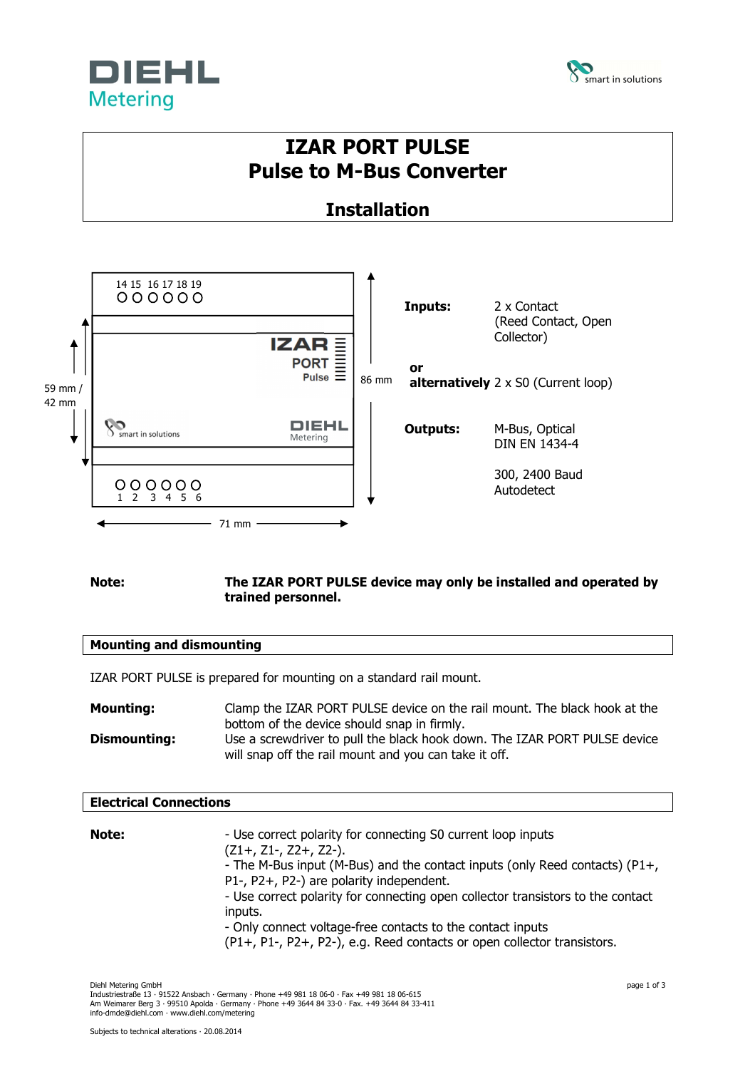# IZAR PORT PULSE
# Pulse to M-Bus Converter

## Installation

| | |
|---|---|
| **Inputs:** | 2 x Contact (Reed Contact, Open Collector) |
| **or alternatively** | 2 x S0 (Current loop) |
| **Outputs:** | M-Bus, Optical DIN EN 1434-4 |
| | 300, 2400 Baud Autodetect |

**Note:** **The IZAR PORT PULSE device may only be installed and operated by trained personnel.**

## Mounting and dismounting

IZAR PORT PULSE is prepared for mounting on a standard rail mount.

**Mounting:** Clamp the IZAR PORT PULSE device on the rail mount. The black hook at the bottom of the device should snap in firmly.

**Dismounting:** Use a screwdriver to pull the black hook down. The IZAR PORT PULSE device will snap off the rail mount and you can take it off.

## Electrical Connections

**Note:**

- Use correct polarity for connecting S0 current loop inputs (Z1+, Z1-, Z2+, Z2-).
- The M-Bus input (M-Bus) and the contact inputs (only Reed contacts) (P1+, P1-, P2+, P2-) are polarity independent.
- Use correct polarity for connecting open collector transistors to the contact inputs.
- Only connect voltage-free contacts to the contact inputs (P1+, P1-, P2+, P2-), e.g. Reed contacts or open collector transistors.

Diehl Metering GmbH
Industriestraße 13 · 91522 Ansbach · Germany · Phone +49 981 18 06-0 · Fax +49 981 18 06-615
Am Weimarer Berg 3 · 99510 Apolda · Germany · Phone +49 3644 84 33-0 · Fax. +49 3644 84 33-411
info-dmde@diehl.com · www.diehl.com/metering

Subjects to technical alterations · 20.08.2014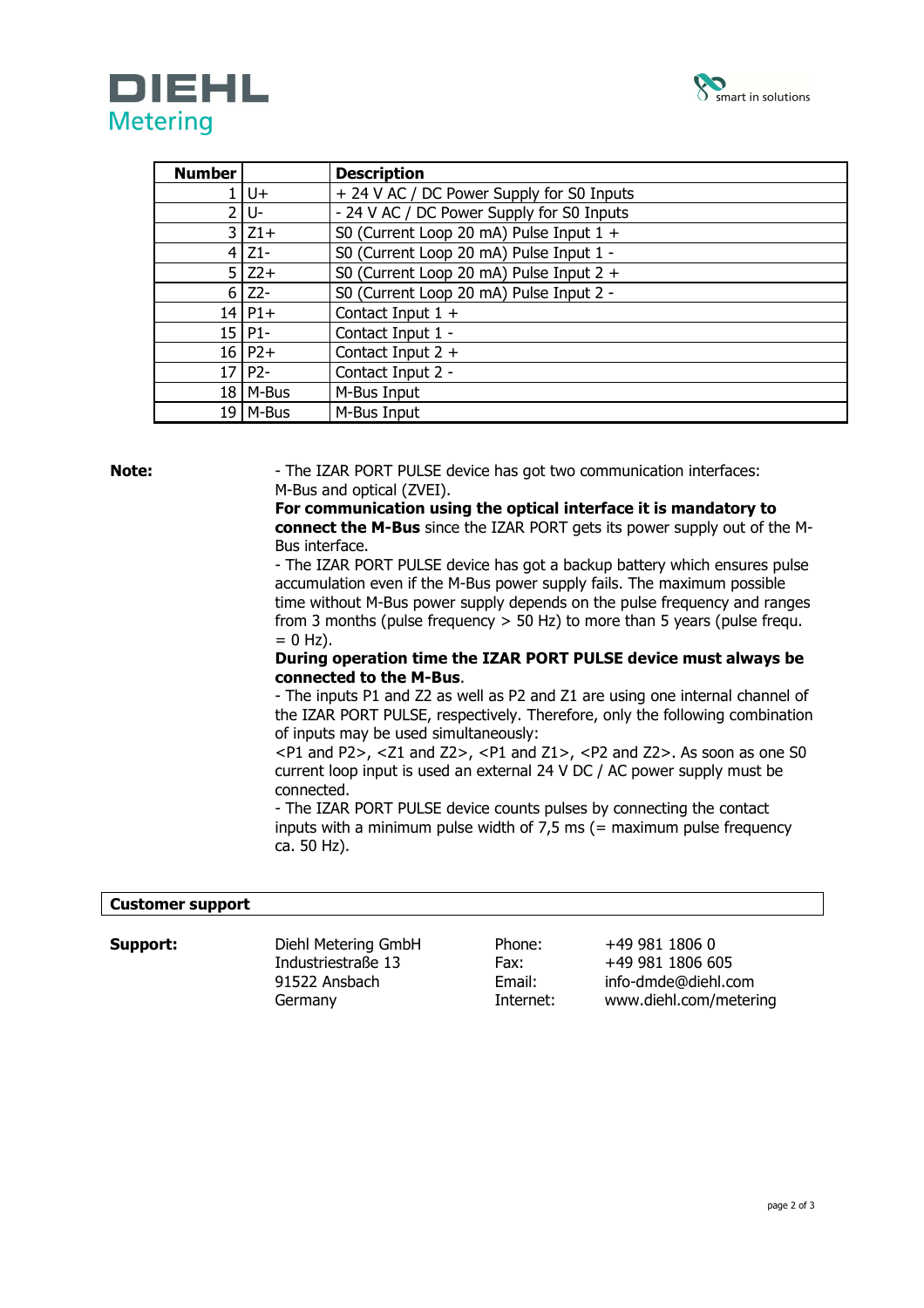| Number | | Description |
|---|---|---|
| 1 | U+ | + 24 V AC / DC Power Supply for S0 Inputs |
| 2 | U- | - 24 V AC / DC Power Supply for S0 Inputs |
| 3 | Z1+ | S0 (Current Loop 20 mA) Pulse Input 1 + |
| 4 | Z1- | S0 (Current Loop 20 mA) Pulse Input 1 - |
| 5 | Z2+ | S0 (Current Loop 20 mA) Pulse Input 2 + |
| 6 | Z2- | S0 (Current Loop 20 mA) Pulse Input 2 - |
| 14 | P1+ | Contact Input 1 + |
| 15 | P1- | Contact Input 1 - |
| 16 | P2+ | Contact Input 2 + |
| 17 | P2- | Contact Input 2 - |
| 18 | M-Bus | M-Bus Input |
| 19 | M-Bus | M-Bus Input |

**Note:**

- The IZAR PORT PULSE device has got two communication interfaces: M-Bus and optical (ZVEI).
  **For communication using the optical interface it is mandatory to connect the M-Bus** since the IZAR PORT gets its power supply out of the M-Bus interface.
- The IZAR PORT PULSE device has got a backup battery which ensures pulse accumulation even if the M-Bus power supply fails. The maximum possible time without M-Bus power supply depends on the pulse frequency and ranges from 3 months (pulse frequency > 50 Hz) to more than 5 years (pulse frequ. = 0 Hz).
  **During operation time the IZAR PORT PULSE device must always be connected to the M-Bus**.
- The inputs P1 and Z2 as well as P2 and Z1 are using one internal channel of the IZAR PORT PULSE, respectively. Therefore, only the following combination of inputs may be used simultaneously:
  <P1 and P2>, <Z1 and Z2>, <P1 and Z1>, <P2 and Z2>. As soon as one S0 current loop input is used an external 24 V DC / AC power supply must be connected.
- The IZAR PORT PULSE device counts pulses by connecting the contact inputs with a minimum pulse width of 7,5 ms (= maximum pulse frequency ca. 50 Hz).

## Customer support

**Support:**

Diehl Metering GmbH
Industriestraße 13
91522 Ansbach
Germany

Phone: +49 981 1806 0
Fax: +49 981 1806 605
Email: info-dmde@diehl.com
Internet: www.diehl.com/metering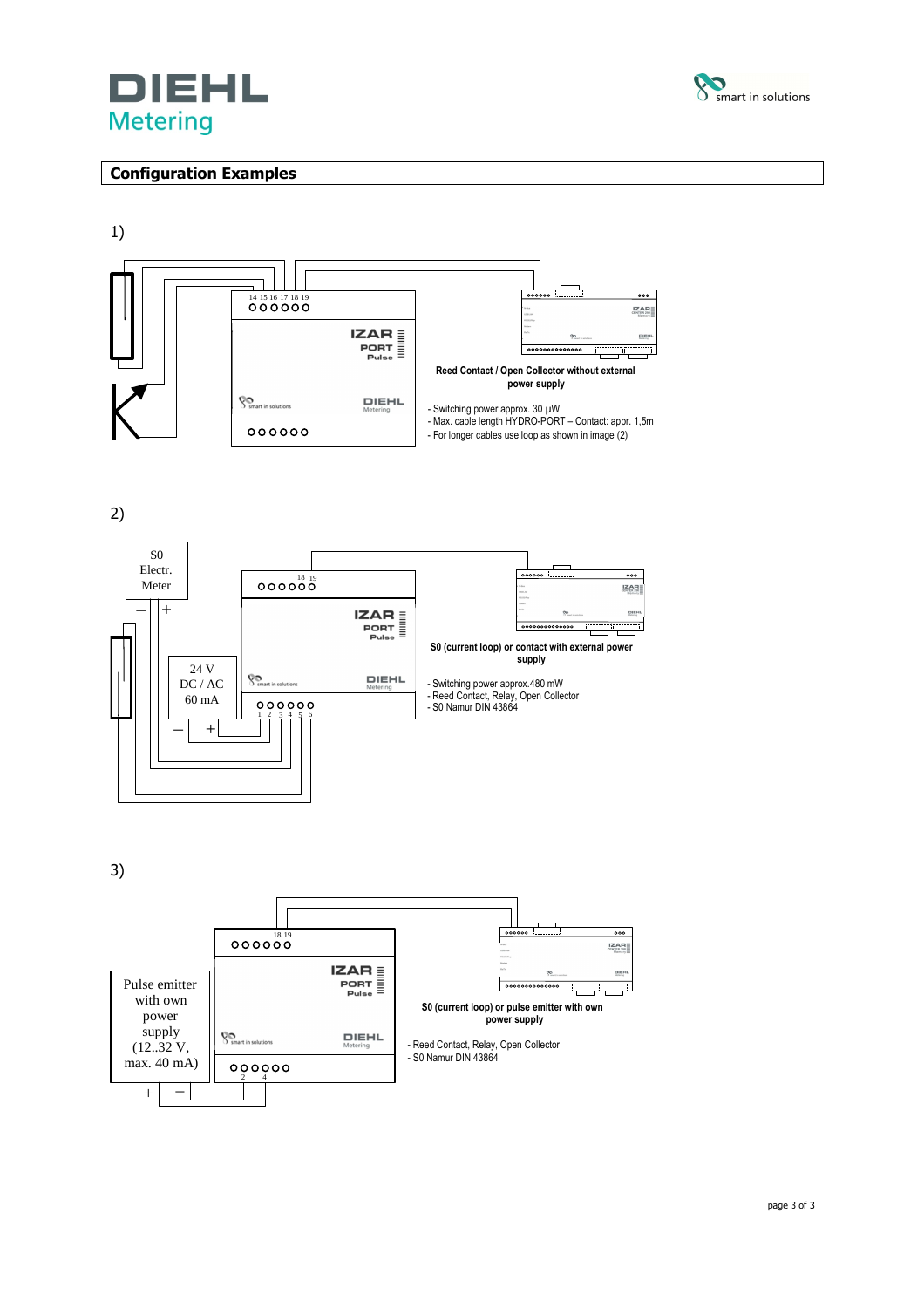## Configuration Examples

1)

14 15 16 17 18 19

IZAR PORT Pulse

DIEHL Metering

**Reed Contact / Open Collector without external power supply**

- Switching power approx. 30 µW
- Max. cable length HYDRO-PORT – Contact: appr. 1,5m
- For longer cables use loop as shown in image (2)

2)

S0 Electr. Meter

– +

24 V DC / AC 60 mA

– +

18 19

1 2 3 4 5 6

IZAR PORT Pulse

DIEHL Metering

**S0 (current loop) or contact with external power supply**

- Switching power approx.480 mW
- Reed Contact, Relay, Open Collector
- S0 Namur DIN 43864

3)

Pulse emitter with own power supply (12..32 V, max. 40 mA)

+ –

18 19

2 4

IZAR PORT Pulse

DIEHL Metering

**S0 (current loop) or pulse emitter with own power supply**

- Reed Contact, Relay, Open Collector
- S0 Namur DIN 43864